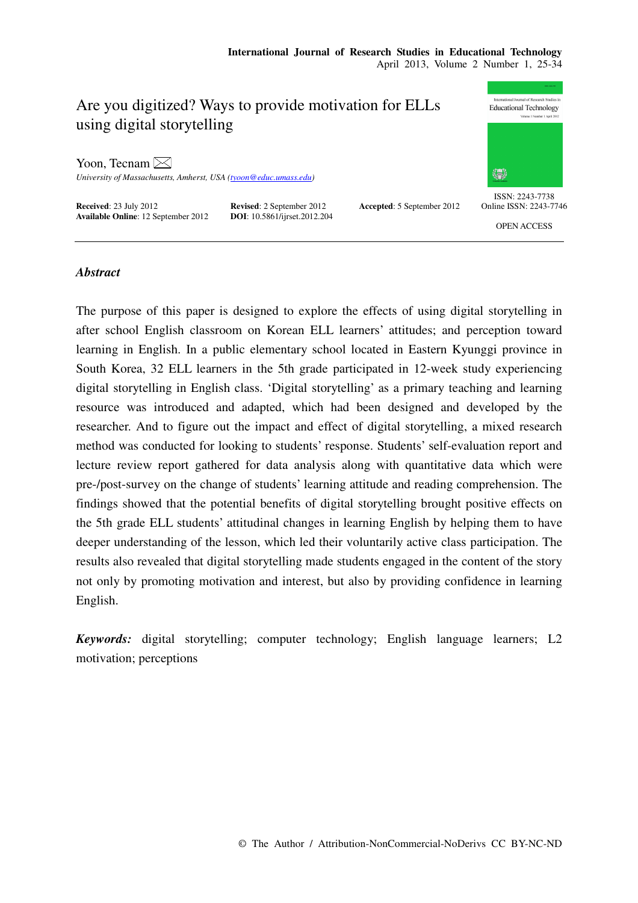# Are you digitized? Ways to provide motivation for ELLs using digital storytelling

Yoon, Tecnam

*University of Massachusetts, Amherst, USA (tyoon@educ.umass.edu)*

**Received**: 23 July 2012 **Revised**: 2 September 2012 **Accepted**: 5 September 2012
**Available Online**: 12 September 2012 **DOI**: 10.5861/ijrset.2012.204

ISSN: 2243-7738
Online ISSN: 2243-7746

OPEN ACCESS

---

## *Abstract*

The purpose of this paper is designed to explore the effects of using digital storytelling in after school English classroom on Korean ELL learners' attitudes; and perception toward learning in English. In a public elementary school located in Eastern Kyunggi province in South Korea, 32 ELL learners in the 5th grade participated in 12-week study experiencing digital storytelling in English class. 'Digital storytelling' as a primary teaching and learning resource was introduced and adapted, which had been designed and developed by the researcher. And to figure out the impact and effect of digital storytelling, a mixed research method was conducted for looking to students' response. Students' self-evaluation report and lecture review report gathered for data analysis along with quantitative data which were pre-/post-survey on the change of students' learning attitude and reading comprehension. The findings showed that the potential benefits of digital storytelling brought positive effects on the 5th grade ELL students' attitudinal changes in learning English by helping them to have deeper understanding of the lesson, which led their voluntarily active class participation. The results also revealed that digital storytelling made students engaged in the content of the story not only by promoting motivation and interest, but also by providing confidence in learning English.

***Keywords:*** digital storytelling; computer technology; English language learners; L2 motivation; perceptions

© The Author / Attribution-NonCommercial-NoDerivs CC BY-NC-ND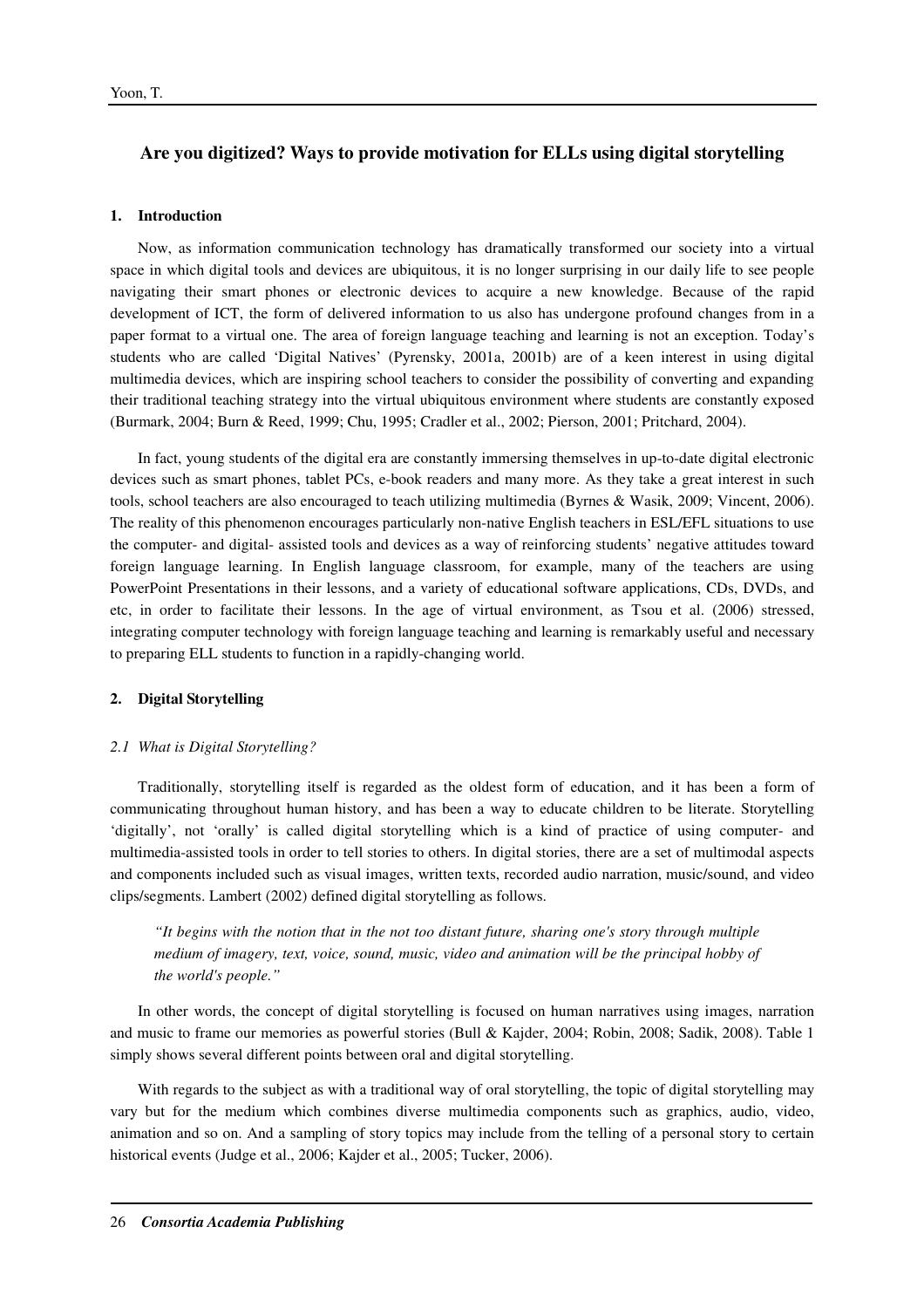## Are you digitized? Ways to provide motivation for ELLs using digital storytelling

### 1. Introduction

Now, as information communication technology has dramatically transformed our society into a virtual space in which digital tools and devices are ubiquitous, it is no longer surprising in our daily life to see people navigating their smart phones or electronic devices to acquire a new knowledge. Because of the rapid development of ICT, the form of delivered information to us also has undergone profound changes from in a paper format to a virtual one. The area of foreign language teaching and learning is not an exception. Today's students who are called 'Digital Natives' (Pyrensky, 2001a, 2001b) are of a keen interest in using digital multimedia devices, which are inspiring school teachers to consider the possibility of converting and expanding their traditional teaching strategy into the virtual ubiquitous environment where students are constantly exposed (Burmark, 2004; Burn & Reed, 1999; Chu, 1995; Cradler et al., 2002; Pierson, 2001; Pritchard, 2004).

In fact, young students of the digital era are constantly immersing themselves in up-to-date digital electronic devices such as smart phones, tablet PCs, e-book readers and many more. As they take a great interest in such tools, school teachers are also encouraged to teach utilizing multimedia (Byrnes & Wasik, 2009; Vincent, 2006). The reality of this phenomenon encourages particularly non-native English teachers in ESL/EFL situations to use the computer- and digital- assisted tools and devices as a way of reinforcing students' negative attitudes toward foreign language learning. In English language classroom, for example, many of the teachers are using PowerPoint Presentations in their lessons, and a variety of educational software applications, CDs, DVDs, and etc, in order to facilitate their lessons. In the age of virtual environment, as Tsou et al. (2006) stressed, integrating computer technology with foreign language teaching and learning is remarkably useful and necessary to preparing ELL students to function in a rapidly-changing world.

### 2. Digital Storytelling

#### *2.1 What is Digital Storytelling?*

Traditionally, storytelling itself is regarded as the oldest form of education, and it has been a form of communicating throughout human history, and has been a way to educate children to be literate. Storytelling 'digitally', not 'orally' is called digital storytelling which is a kind of practice of using computer- and multimedia-assisted tools in order to tell stories to others. In digital stories, there are a set of multimodal aspects and components included such as visual images, written texts, recorded audio narration, music/sound, and video clips/segments. Lambert (2002) defined digital storytelling as follows.

> *"It begins with the notion that in the not too distant future, sharing one's story through multiple medium of imagery, text, voice, sound, music, video and animation will be the principal hobby of the world's people."*

In other words, the concept of digital storytelling is focused on human narratives using images, narration and music to frame our memories as powerful stories (Bull & Kajder, 2004; Robin, 2008; Sadik, 2008). Table 1 simply shows several different points between oral and digital storytelling.

With regards to the subject as with a traditional way of oral storytelling, the topic of digital storytelling may vary but for the medium which combines diverse multimedia components such as graphics, audio, video, animation and so on. And a sampling of story topics may include from the telling of a personal story to certain historical events (Judge et al., 2006; Kajder et al., 2005; Tucker, 2006).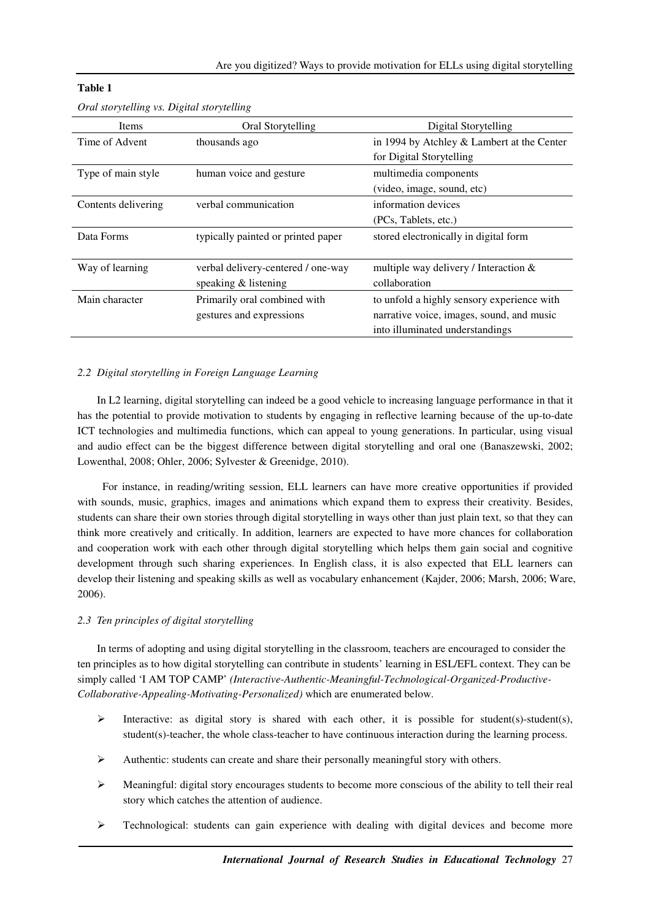**Table 1**

*Oral storytelling vs. Digital storytelling*

| Items | Oral Storytelling | Digital Storytelling |
|---|---|---|
| Time of Advent | thousands ago | in 1994 by Atchley & Lambert at the Center for Digital Storytelling |
| Type of main style | human voice and gesture | multimedia components (video, image, sound, etc) |
| Contents delivering | verbal communication | information devices (PCs, Tablets, etc.) |
| Data Forms | typically painted or printed paper | stored electronically in digital form |
| Way of learning | verbal delivery-centered / one-way speaking & listening | multiple way delivery / Interaction & collaboration |
| Main character | Primarily oral combined with gestures and expressions | to unfold a highly sensory experience with narrative voice, images, sound, and music into illuminated understandings |

### *2.2 Digital storytelling in Foreign Language Learning*

In L2 learning, digital storytelling can indeed be a good vehicle to increasing language performance in that it has the potential to provide motivation to students by engaging in reflective learning because of the up-to-date ICT technologies and multimedia functions, which can appeal to young generations. In particular, using visual and audio effect can be the biggest difference between digital storytelling and oral one (Banaszewski, 2002; Lowenthal, 2008; Ohler, 2006; Sylvester & Greenidge, 2010).

For instance, in reading/writing session, ELL learners can have more creative opportunities if provided with sounds, music, graphics, images and animations which expand them to express their creativity. Besides, students can share their own stories through digital storytelling in ways other than just plain text, so that they can think more creatively and critically. In addition, learners are expected to have more chances for collaboration and cooperation work with each other through digital storytelling which helps them gain social and cognitive development through such sharing experiences. In English class, it is also expected that ELL learners can develop their listening and speaking skills as well as vocabulary enhancement (Kajder, 2006; Marsh, 2006; Ware, 2006).

### *2.3 Ten principles of digital storytelling*

In terms of adopting and using digital storytelling in the classroom, teachers are encouraged to consider the ten principles as to how digital storytelling can contribute in students' learning in ESL/EFL context. They can be simply called 'I AM TOP CAMP' *(Interactive-Authentic-Meaningful-Technological-Organized-Productive-Collaborative-Appealing-Motivating-Personalized)* which are enumerated below.

- Interactive: as digital story is shared with each other, it is possible for student(s)-student(s), student(s)-teacher, the whole class-teacher to have continuous interaction during the learning process.
- Authentic: students can create and share their personally meaningful story with others.
- Meaningful: digital story encourages students to become more conscious of the ability to tell their real story which catches the attention of audience.
- Technological: students can gain experience with dealing with digital devices and become more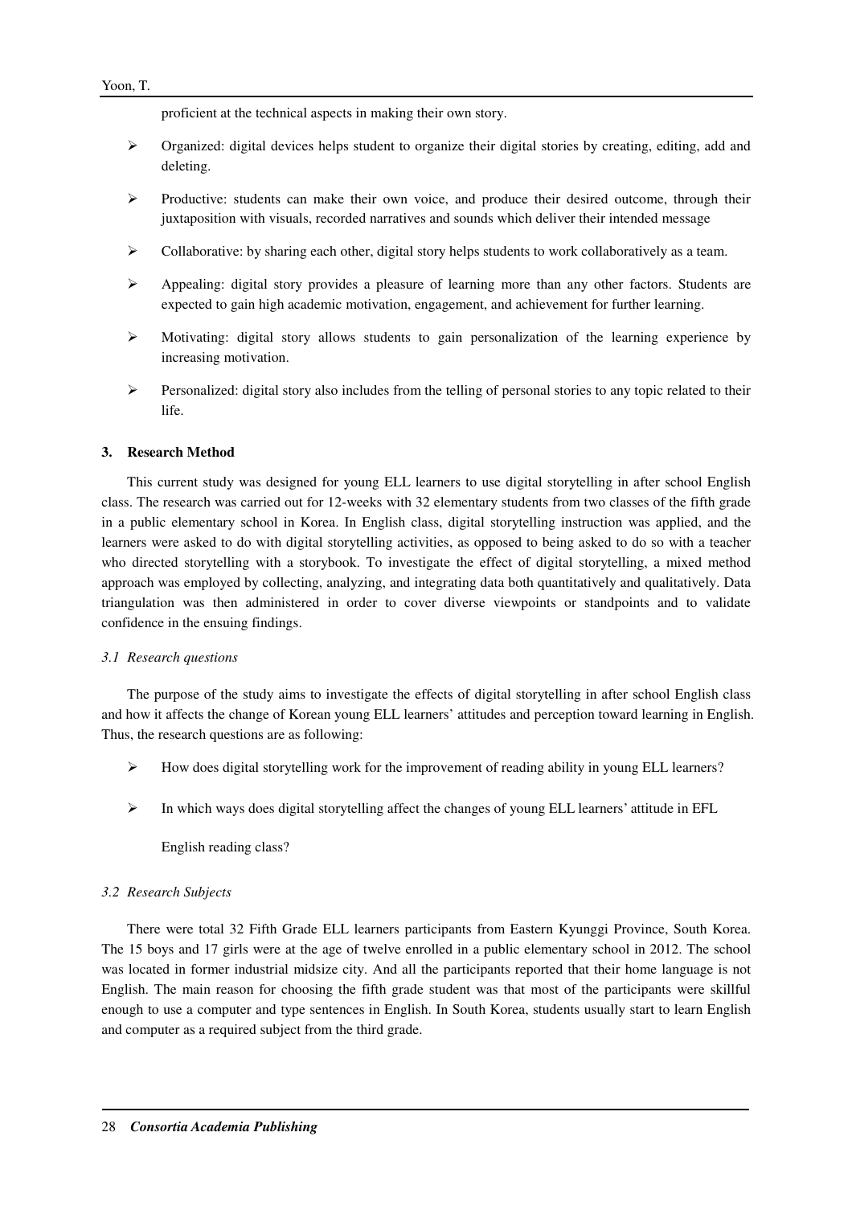proficient at the technical aspects in making their own story.

- Organized: digital devices helps student to organize their digital stories by creating, editing, add and deleting.
- Productive: students can make their own voice, and produce their desired outcome, through their juxtaposition with visuals, recorded narratives and sounds which deliver their intended message
- Collaborative: by sharing each other, digital story helps students to work collaboratively as a team.
- Appealing: digital story provides a pleasure of learning more than any other factors. Students are expected to gain high academic motivation, engagement, and achievement for further learning.
- Motivating: digital story allows students to gain personalization of the learning experience by increasing motivation.
- Personalized: digital story also includes from the telling of personal stories to any topic related to their life.

## 3. Research Method

This current study was designed for young ELL learners to use digital storytelling in after school English class. The research was carried out for 12-weeks with 32 elementary students from two classes of the fifth grade in a public elementary school in Korea. In English class, digital storytelling instruction was applied, and the learners were asked to do with digital storytelling activities, as opposed to being asked to do so with a teacher who directed storytelling with a storybook. To investigate the effect of digital storytelling, a mixed method approach was employed by collecting, analyzing, and integrating data both quantitatively and qualitatively. Data triangulation was then administered in order to cover diverse viewpoints or standpoints and to validate confidence in the ensuing findings.

### *3.1 Research questions*

The purpose of the study aims to investigate the effects of digital storytelling in after school English class and how it affects the change of Korean young ELL learners' attitudes and perception toward learning in English. Thus, the research questions are as following:

- How does digital storytelling work for the improvement of reading ability in young ELL learners?
- In which ways does digital storytelling affect the changes of young ELL learners' attitude in EFL English reading class?

### *3.2 Research Subjects*

There were total 32 Fifth Grade ELL learners participants from Eastern Kyunggi Province, South Korea. The 15 boys and 17 girls were at the age of twelve enrolled in a public elementary school in 2012. The school was located in former industrial midsize city. And all the participants reported that their home language is not English. The main reason for choosing the fifth grade student was that most of the participants were skillful enough to use a computer and type sentences in English. In South Korea, students usually start to learn English and computer as a required subject from the third grade.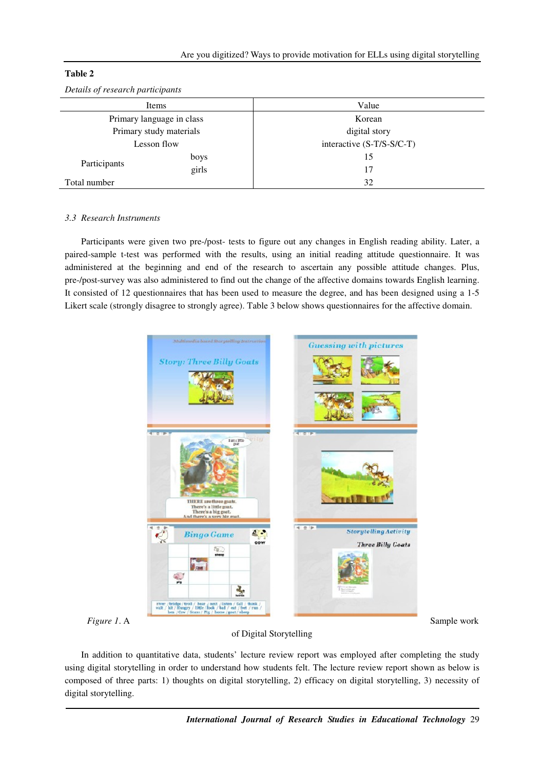**Table 2**

*Details of research participants*

| Items | | Value |
|---|---|---|
| Primary language in class | | Korean |
| Primary study materials | | digital story |
| Lesson flow | | interactive (S-T/S-S/C-T) |
| Participants | boys | 15 |
| | girls | 17 |
| Total number | | 32 |

*3.3 Research Instruments*

Participants were given two pre-/post- tests to figure out any changes in English reading ability. Later, a paired-sample t-test was performed with the results, using an initial reading attitude questionnaire. It was administered at the beginning and end of the research to ascertain any possible attitude changes. Plus, pre-/post-survey was also administered to find out the change of the affective domains towards English learning. It consisted of 12 questionnaires that has been used to measure the degree, and has been designed using a 1-5 Likert scale (strongly disagree to strongly agree). Table 3 below shows questionnaires for the affective domain.

*Figure 1*. A Sample work of Digital Storytelling

In addition to quantitative data, students' lecture review report was employed after completing the study using digital storytelling in order to understand how students felt. The lecture review report shown as below is composed of three parts: 1) thoughts on digital storytelling, 2) efficacy on digital storytelling, 3) necessity of digital storytelling.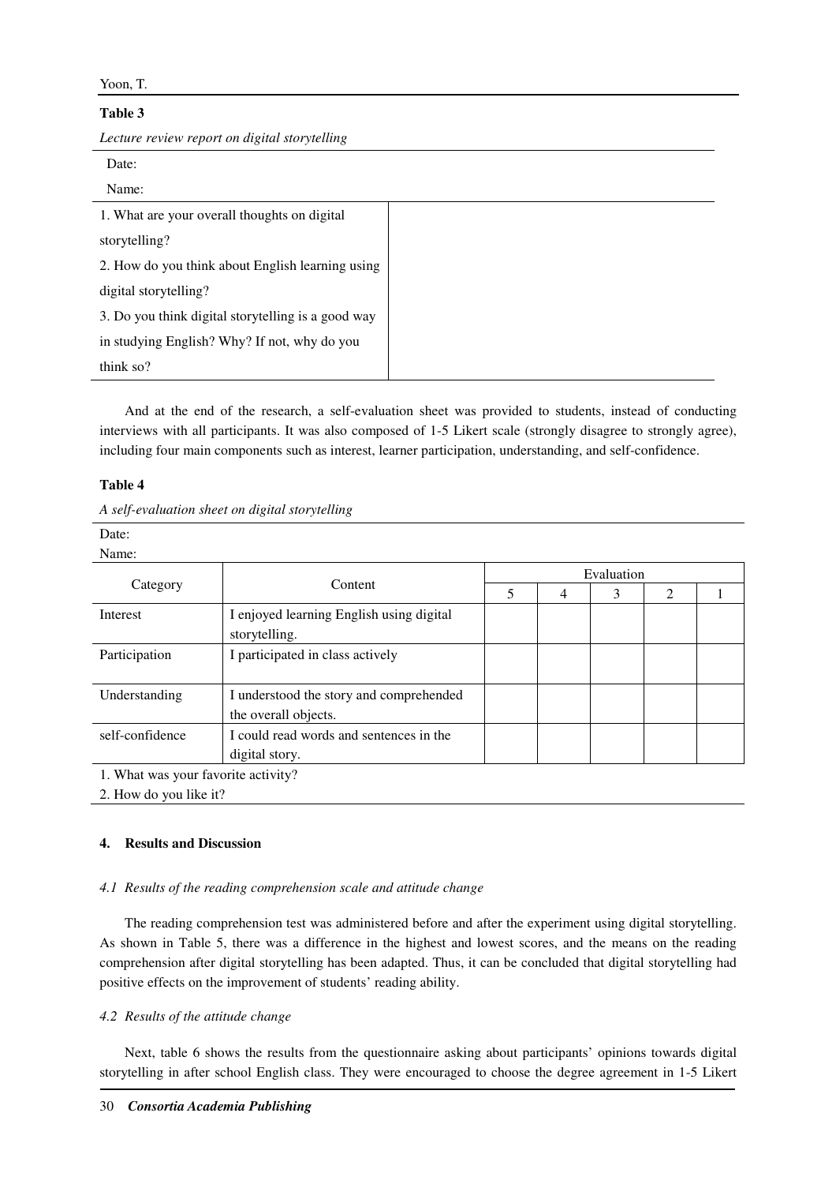**Table 3**

*Lecture review report on digital storytelling*

Date:

Name:

| | |
|---|---|
| 1. What are your overall thoughts on digital storytelling? | |
| 2. How do you think about English learning using digital storytelling? | |
| 3. Do you think digital storytelling is a good way in studying English? Why? If not, why do you think so? | |

And at the end of the research, a self-evaluation sheet was provided to students, instead of conducting interviews with all participants. It was also composed of 1-5 Likert scale (strongly disagree to strongly agree), including four main components such as interest, learner participation, understanding, and self-confidence.

**Table 4**

*A self-evaluation sheet on digital storytelling*

Date:

Name:

| Category | Content | Evaluation | | | | |
|---|---|---|---|---|---|---|
| | | 5 | 4 | 3 | 2 | 1 |
| Interest | I enjoyed learning English using digital storytelling. | | | | | |
| Participation | I participated in class actively | | | | | |
| Understanding | I understood the story and comprehended the overall objects. | | | | | |
| self-confidence | I could read words and sentences in the digital story. | | | | | |

1. What was your favorite activity?
2. How do you like it?

### 4. Results and Discussion

#### *4.1 Results of the reading comprehension scale and attitude change*

The reading comprehension test was administered before and after the experiment using digital storytelling. As shown in Table 5, there was a difference in the highest and lowest scores, and the means on the reading comprehension after digital storytelling has been adapted. Thus, it can be concluded that digital storytelling had positive effects on the improvement of students' reading ability.

#### *4.2 Results of the attitude change*

Next, table 6 shows the results from the questionnaire asking about participants' opinions towards digital storytelling in after school English class. They were encouraged to choose the degree agreement in 1-5 Likert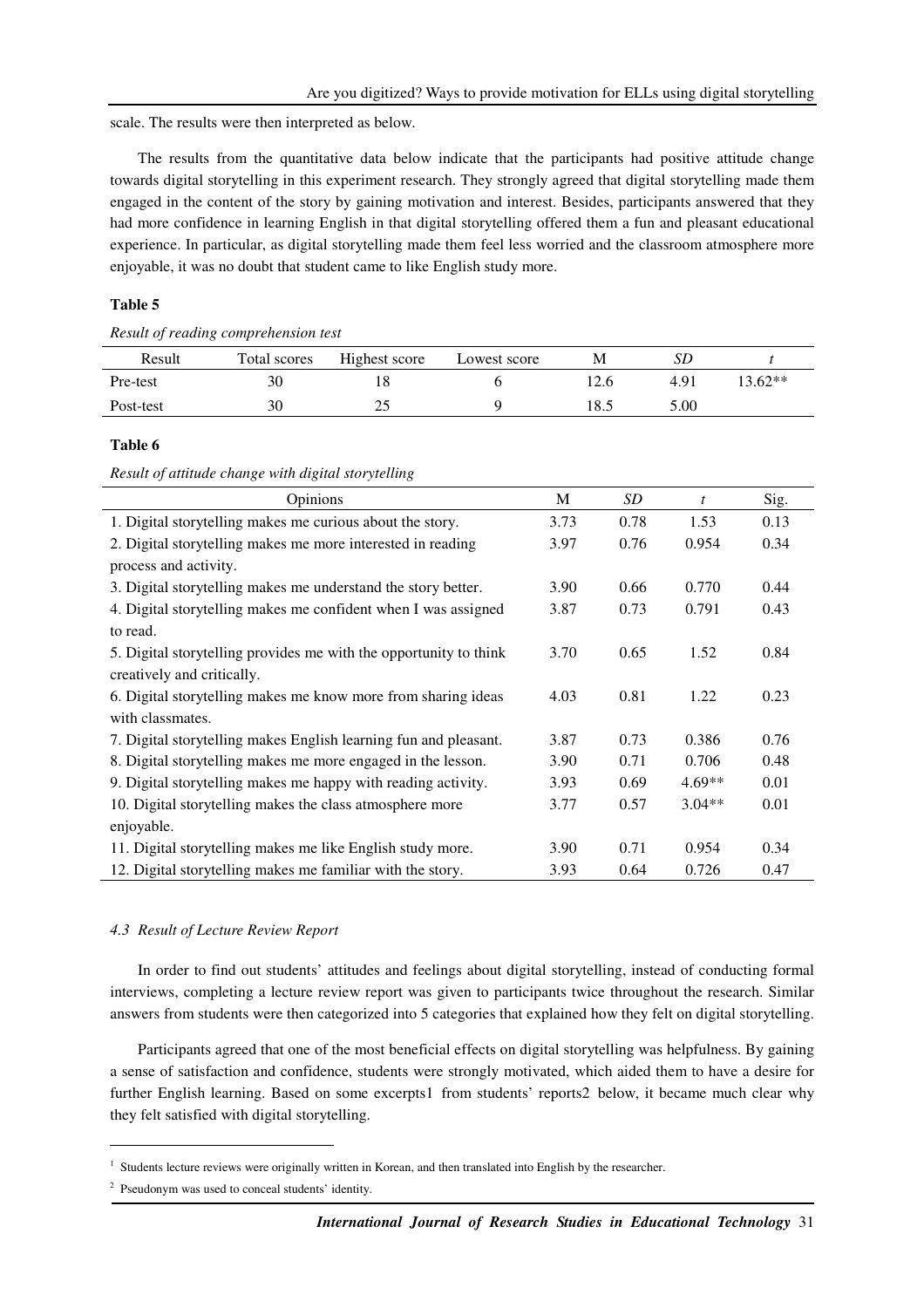scale. The results were then interpreted as below.

The results from the quantitative data below indicate that the participants had positive attitude change towards digital storytelling in this experiment research. They strongly agreed that digital storytelling made them engaged in the content of the story by gaining motivation and interest. Besides, participants answered that they had more confidence in learning English in that digital storytelling offered them a fun and pleasant educational experience. In particular, as digital storytelling made them feel less worried and the classroom atmosphere more enjoyable, it was no doubt that student came to like English study more.

**Table 5**

*Result of reading comprehension test*

| Result | Total scores | Highest score | Lowest score | M | *SD* | *t* |
|---|---|---|---|---|---|---|
| Pre-test | 30 | 18 | 6 | 12.6 | 4.91 | 13.62** |
| Post-test | 30 | 25 | 9 | 18.5 | 5.00 | |

**Table 6**

*Result of attitude change with digital storytelling*

| Opinions | M | *SD* | *t* | Sig. |
|---|---|---|---|---|
| 1. Digital storytelling makes me curious about the story. | 3.73 | 0.78 | 1.53 | 0.13 |
| 2. Digital storytelling makes me more interested in reading process and activity. | 3.97 | 0.76 | 0.954 | 0.34 |
| 3. Digital storytelling makes me understand the story better. | 3.90 | 0.66 | 0.770 | 0.44 |
| 4. Digital storytelling makes me confident when I was assigned to read. | 3.87 | 0.73 | 0.791 | 0.43 |
| 5. Digital storytelling provides me with the opportunity to think creatively and critically. | 3.70 | 0.65 | 1.52 | 0.84 |
| 6. Digital storytelling makes me know more from sharing ideas with classmates. | 4.03 | 0.81 | 1.22 | 0.23 |
| 7. Digital storytelling makes English learning fun and pleasant. | 3.87 | 0.73 | 0.386 | 0.76 |
| 8. Digital storytelling makes me more engaged in the lesson. | 3.90 | 0.71 | 0.706 | 0.48 |
| 9. Digital storytelling makes me happy with reading activity. | 3.93 | 0.69 | 4.69** | 0.01 |
| 10. Digital storytelling makes the class atmosphere more enjoyable. | 3.77 | 0.57 | 3.04** | 0.01 |
| 11. Digital storytelling makes me like English study more. | 3.90 | 0.71 | 0.954 | 0.34 |
| 12. Digital storytelling makes me familiar with the story. | 3.93 | 0.64 | 0.726 | 0.47 |

### *4.3 Result of Lecture Review Report*

In order to find out students' attitudes and feelings about digital storytelling, instead of conducting formal interviews, completing a lecture review report was given to participants twice throughout the research. Similar answers from students were then categorized into 5 categories that explained how they felt on digital storytelling.

Participants agreed that one of the most beneficial effects on digital storytelling was helpfulness. By gaining a sense of satisfaction and confidence, students were strongly motivated, which aided them to have a desire for further English learning. Based on some excerpts[1] from students' reports[2] below, it became much clear why they felt satisfied with digital storytelling.

---

[1] Students lecture reviews were originally written in Korean, and then translated into English by the researcher.

[2] Pseudonym was used to conceal students' identity.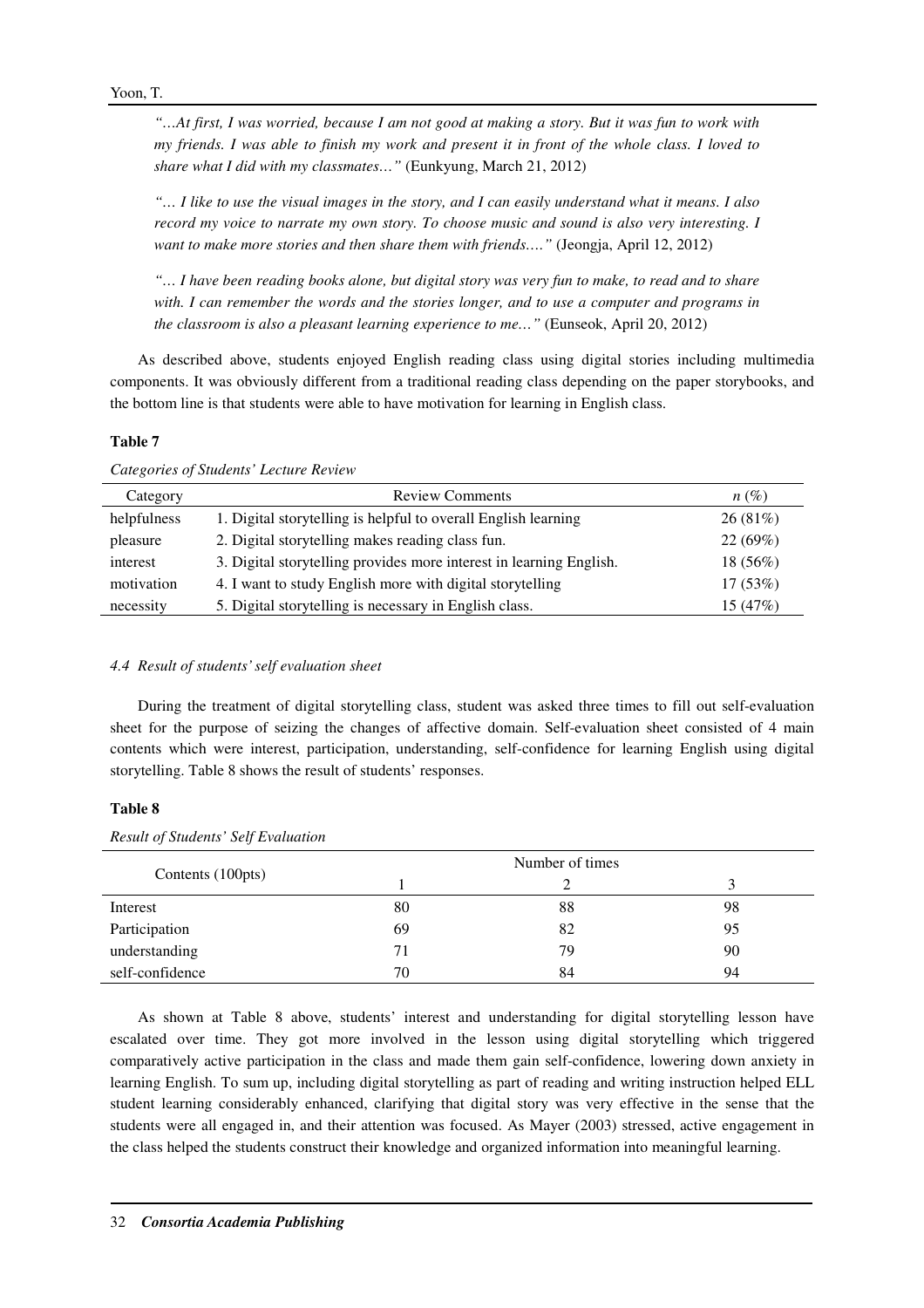*"…At first, I was worried, because I am not good at making a story. But it was fun to work with my friends. I was able to finish my work and present it in front of the whole class. I loved to share what I did with my classmates…"* (Eunkyung, March 21, 2012)

*"… I like to use the visual images in the story, and I can easily understand what it means. I also record my voice to narrate my own story. To choose music and sound is also very interesting. I want to make more stories and then share them with friends…."* (Jeongja, April 12, 2012)

*"… I have been reading books alone, but digital story was very fun to make, to read and to share with. I can remember the words and the stories longer, and to use a computer and programs in the classroom is also a pleasant learning experience to me…"* (Eunseok, April 20, 2012)

As described above, students enjoyed English reading class using digital stories including multimedia components. It was obviously different from a traditional reading class depending on the paper storybooks, and the bottom line is that students were able to have motivation for learning in English class.

**Table 7**

*Categories of Students' Lecture Review*

| Category | Review Comments | *n* (%) |
|---|---|---|
| helpfulness | 1. Digital storytelling is helpful to overall English learning | 26 (81%) |
| pleasure | 2. Digital storytelling makes reading class fun. | 22 (69%) |
| interest | 3. Digital storytelling provides more interest in learning English. | 18 (56%) |
| motivation | 4. I want to study English more with digital storytelling | 17 (53%) |
| necessity | 5. Digital storytelling is necessary in English class. | 15 (47%) |

#### *4.4 Result of students' self evaluation sheet*

During the treatment of digital storytelling class, student was asked three times to fill out self-evaluation sheet for the purpose of seizing the changes of affective domain. Self-evaluation sheet consisted of 4 main contents which were interest, participation, understanding, self-confidence for learning English using digital storytelling. Table 8 shows the result of students' responses.

**Table 8**

*Result of Students' Self Evaluation*

| Contents (100pts) | Number of times | | |
|---|---|---|---|
| | 1 | 2 | 3 |
| Interest | 80 | 88 | 98 |
| Participation | 69 | 82 | 95 |
| understanding | 71 | 79 | 90 |
| self-confidence | 70 | 84 | 94 |

As shown at Table 8 above, students' interest and understanding for digital storytelling lesson have escalated over time. They got more involved in the lesson using digital storytelling which triggered comparatively active participation in the class and made them gain self-confidence, lowering down anxiety in learning English. To sum up, including digital storytelling as part of reading and writing instruction helped ELL student learning considerably enhanced, clarifying that digital story was very effective in the sense that the students were all engaged in, and their attention was focused. As Mayer (2003) stressed, active engagement in the class helped the students construct their knowledge and organized information into meaningful learning.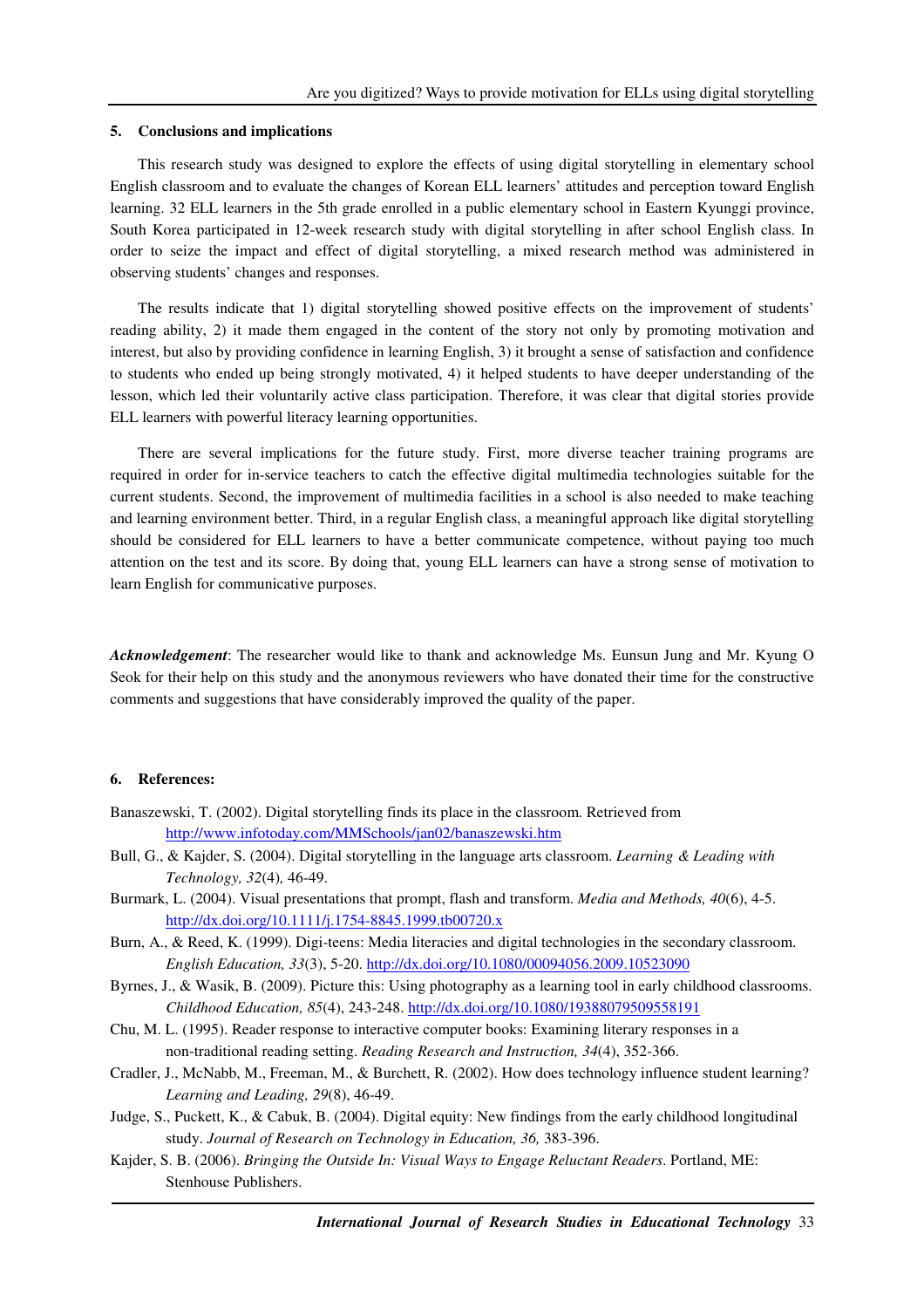## 5. Conclusions and implications

This research study was designed to explore the effects of using digital storytelling in elementary school English classroom and to evaluate the changes of Korean ELL learners' attitudes and perception toward English learning. 32 ELL learners in the 5th grade enrolled in a public elementary school in Eastern Kyunggi province, South Korea participated in 12-week research study with digital storytelling in after school English class. In order to seize the impact and effect of digital storytelling, a mixed research method was administered in observing students' changes and responses.

The results indicate that 1) digital storytelling showed positive effects on the improvement of students' reading ability, 2) it made them engaged in the content of the story not only by promoting motivation and interest, but also by providing confidence in learning English, 3) it brought a sense of satisfaction and confidence to students who ended up being strongly motivated, 4) it helped students to have deeper understanding of the lesson, which led their voluntarily active class participation. Therefore, it was clear that digital stories provide ELL learners with powerful literacy learning opportunities.

There are several implications for the future study. First, more diverse teacher training programs are required in order for in-service teachers to catch the effective digital multimedia technologies suitable for the current students. Second, the improvement of multimedia facilities in a school is also needed to make teaching and learning environment better. Third, in a regular English class, a meaningful approach like digital storytelling should be considered for ELL learners to have a better communicate competence, without paying too much attention on the test and its score. By doing that, young ELL learners can have a strong sense of motivation to learn English for communicative purposes.

***Acknowledgement***: The researcher would like to thank and acknowledge Ms. Eunsun Jung and Mr. Kyung O Seok for their help on this study and the anonymous reviewers who have donated their time for the constructive comments and suggestions that have considerably improved the quality of the paper.

## 6. References:

Banaszewski, T. (2002). Digital storytelling finds its place in the classroom. Retrieved from http://www.infotoday.com/MMSchools/jan02/banaszewski.htm

Bull, G., & Kajder, S. (2004). Digital storytelling in the language arts classroom. *Learning & Leading with Technology, 32*(4), 46-49.

Burmark, L. (2004). Visual presentations that prompt, flash and transform. *Media and Methods, 40*(6), 4-5. http://dx.doi.org/10.1111/j.1754-8845.1999.tb00720.x

Burn, A., & Reed, K. (1999). Digi-teens: Media literacies and digital technologies in the secondary classroom. *English Education, 33*(3), 5-20. http://dx.doi.org/10.1080/00094056.2009.10523090

Byrnes, J., & Wasik, B. (2009). Picture this: Using photography as a learning tool in early childhood classrooms. *Childhood Education, 85*(4), 243-248. http://dx.doi.org/10.1080/19388079509558191

Chu, M. L. (1995). Reader response to interactive computer books: Examining literary responses in a non-traditional reading setting. *Reading Research and Instruction, 34*(4), 352-366.

Cradler, J., McNabb, M., Freeman, M., & Burchett, R. (2002). How does technology influence student learning? *Learning and Leading, 29*(8), 46-49.

Judge, S., Puckett, K., & Cabuk, B. (2004). Digital equity: New findings from the early childhood longitudinal study. *Journal of Research on Technology in Education, 36,* 383-396.

Kajder, S. B. (2006). *Bringing the Outside In: Visual Ways to Engage Reluctant Readers*. Portland, ME: Stenhouse Publishers.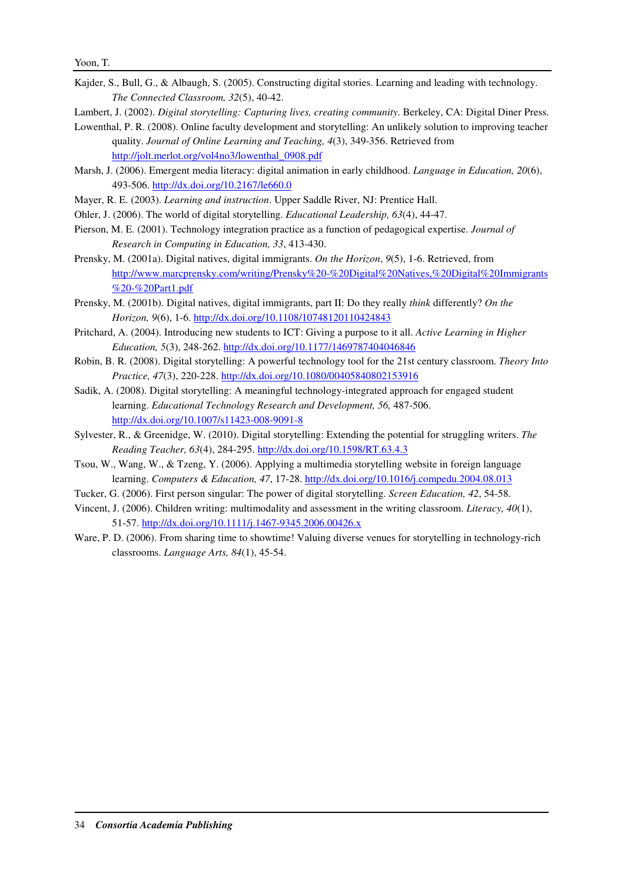Kajder, S., Bull, G., & Albaugh, S. (2005). Constructing digital stories. Learning and leading with technology. *The Connected Classroom, 32*(5), 40-42.

Lambert, J. (2002). *Digital storytelling: Capturing lives, creating community*. Berkeley, CA: Digital Diner Press.

Lowenthal, P. R. (2008). Online faculty development and storytelling: An unlikely solution to improving teacher quality. *Journal of Online Learning and Teaching, 4*(3), 349-356. Retrieved from http://jolt.merlot.org/vol4no3/lowenthal_0908.pdf

Marsh, J. (2006). Emergent media literacy: digital animation in early childhood. *Language in Education, 20*(6), 493-506. http://dx.doi.org/10.2167/le660.0

Mayer, R. E. (2003). *Learning and instruction*. Upper Saddle River, NJ: Prentice Hall.

Ohler, J. (2006). The world of digital storytelling. *Educational Leadership, 63*(4), 44-47.

Pierson, M. E. (2001). Technology integration practice as a function of pedagogical expertise. *Journal of Research in Computing in Education, 33*, 413-430.

Prensky, M. (2001a). Digital natives, digital immigrants. *On the Horizon*, *9*(5), 1-6. Retrieved, from http://www.marcprensky.com/writing/Prensky%20-%20Digital%20Natives,%20Digital%20Immigrants%20-%20Part1.pdf

Prensky, M. (2001b). Digital natives, digital immigrants, part II: Do they really *think* differently? *On the Horizon, 9*(6), 1-6. http://dx.doi.org/10.1108/10748120110424843

Pritchard, A. (2004). Introducing new students to ICT: Giving a purpose to it all. *Active Learning in Higher Education, 5*(3), 248-262. http://dx.doi.org/10.1177/1469787404046846

Robin, B. R. (2008). Digital storytelling: A powerful technology tool for the 21st century classroom. *Theory Into Practice, 47*(3), 220-228. http://dx.doi.org/10.1080/00405840802153916

Sadik, A. (2008). Digital storytelling: A meaningful technology-integrated approach for engaged student learning. *Educational Technology Research and Development, 56,* 487-506. http://dx.doi.org/10.1007/s11423-008-9091-8

Sylvester, R., & Greenidge, W. (2010). Digital storytelling: Extending the potential for struggling writers. *The Reading Teacher, 63*(4), 284-295. http://dx.doi.org/10.1598/RT.63.4.3

Tsou, W., Wang, W., & Tzeng, Y. (2006). Applying a multimedia storytelling website in foreign language learning. *Computers & Education, 47*, 17-28. http://dx.doi.org/10.1016/j.compedu.2004.08.013

Tucker, G. (2006). First person singular: The power of digital storytelling. *Screen Education, 42*, 54-58.

Vincent, J. (2006). Children writing: multimodality and assessment in the writing classroom. *Literacy, 40*(1), 51-57. http://dx.doi.org/10.1111/j.1467-9345.2006.00426.x

Ware, P. D. (2006). From sharing time to showtime! Valuing diverse venues for storytelling in technology-rich classrooms. *Language Arts, 84*(1), 45-54.